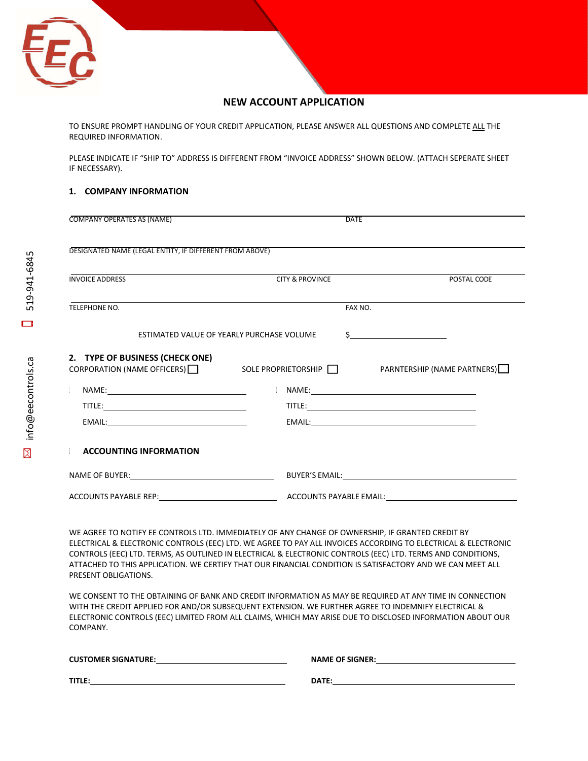## NEW ACCOUNT APPLICATION

TO ENSURE PROMPT HANDLING OF YOUR CREDIT APPLICATION, PLEASE ANSWER ALL QUESTIONS AND COMPLETE ALL THE REQUIRED INFORMATION.

PLEASE INDICATE IF "SHIP TO" ADDRESS IS DIFFERENT FROM "INVOICE ADDRESS" SHOWN BELOW. (ATTACH SEPERATE SHEET IF NECESSARY).

### 1. COMPANY INFORMATION

COMPANY OPERATES AS (NAME) ______________________ DATE ______________________

DESIGNATED NAME (LEGAL ENTITY, IF DIFFERENT FROM ABOVE) ______________________

INVOICE ADDRESS ______________________ CITY & PROVINCE ______________________ POSTAL CODE ______________________

TELEPHONE NO. ______________________ FAX NO. ______________________

ESTIMATED VALUE OF YEARLY PURCHASE VOLUME $______________________

### 2. TYPE OF BUSINESS (CHECK ONE)

CORPORATION (NAME OFFICERS) ☐ SOLE PROPRIETORSHIP ☐ PARNTERSHIP (NAME PARTNERS) ☐

NAME: ______________________ NAME: ______________________

TITLE: ______________________ TITLE: ______________________

EMAIL: ______________________ EMAIL: ______________________

### ACCOUNTING INFORMATION

NAME OF BUYER: ______________________ BUYER'S EMAIL: ______________________

ACCOUNTS PAYABLE REP: ______________________ ACCOUNTS PAYABLE EMAIL: ______________________

WE AGREE TO NOTIFY EE CONTROLS LTD. IMMEDIATELY OF ANY CHANGE OF OWNERSHIP, IF GRANTED CREDIT BY ELECTRICAL & ELECTRONIC CONTROLS (EEC) LTD. WE AGREE TO PAY ALL INVOICES ACCORDING TO ELECTRICAL & ELECTRONIC CONTROLS (EEC) LTD. TERMS, AS OUTLINED IN ELECTRICAL & ELECTRONIC CONTROLS (EEC) LTD. TERMS AND CONDITIONS, ATTACHED TO THIS APPLICATION. WE CERTIFY THAT OUR FINANCIAL CONDITION IS SATISFACTORY AND WE CAN MEET ALL PRESENT OBLIGATIONS.

WE CONSENT TO THE OBTAINING OF BANK AND CREDIT INFORMATION AS MAY BE REQUIRED AT ANY TIME IN CONNECTION WITH THE CREDIT APPLIED FOR AND/OR SUBSEQUENT EXTENSION. WE FURTHER AGREE TO INDEMNIFY ELECTRICAL & ELECTRONIC CONTROLS (EEC) LIMITED FROM ALL CLAIMS, WHICH MAY ARISE DUE TO DISCLOSED INFORMATION ABOUT OUR COMPANY.

**CUSTOMER SIGNATURE:** ______________________ **NAME OF SIGNER:** ______________________

**TITLE:** ______________________ **DATE:** ______________________

519-941-6845

info@eecontrols.ca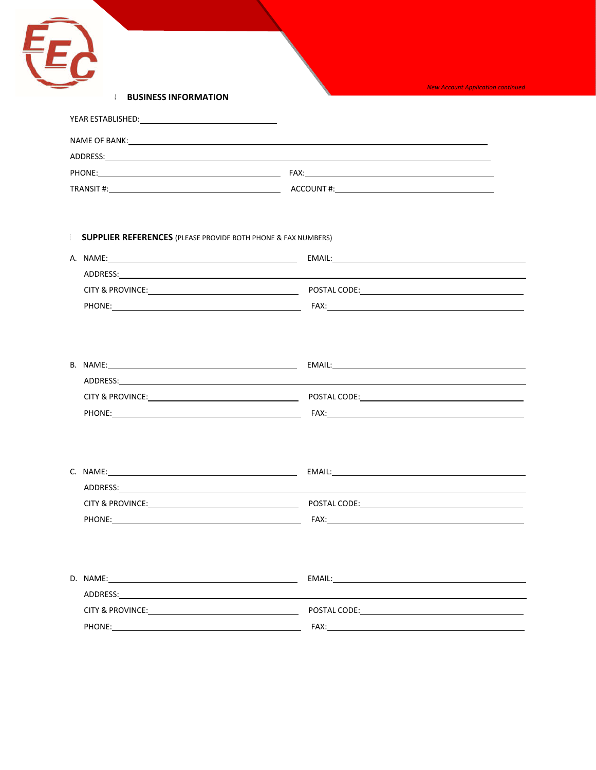## BUSINESS INFORMATION

YEAR ESTABLISHED: \_\_\_\_\_\_\_\_\_\_\_\_\_\_\_\_\_\_\_\_

NAME OF BANK: \_\_\_\_\_\_\_\_\_\_\_\_\_\_\_\_\_\_\_\_\_\_\_\_\_\_\_\_\_\_\_\_\_\_\_\_\_\_\_\_

ADDRESS: \_\_\_\_\_\_\_\_\_\_\_\_\_\_\_\_\_\_\_\_\_\_\_\_\_\_\_\_\_\_\_\_\_\_\_\_\_\_\_\_

PHONE: \_\_\_\_\_\_\_\_\_\_\_\_\_\_\_\_\_\_\_\_ FAX: \_\_\_\_\_\_\_\_\_\_\_\_\_\_\_\_\_\_\_\_

TRANSIT #: \_\_\_\_\_\_\_\_\_\_\_\_\_\_\_\_\_\_\_\_ ACCOUNT #: \_\_\_\_\_\_\_\_\_\_\_\_\_\_\_\_\_\_\_\_

## SUPPLIER REFERENCES (PLEASE PROVIDE BOTH PHONE & FAX NUMBERS)

A. NAME: \_\_\_\_\_\_\_\_\_\_\_\_\_\_\_\_\_\_\_\_ EMAIL: \_\_\_\_\_\_\_\_\_\_\_\_\_\_\_\_\_\_\_\_

ADDRESS: \_\_\_\_\_\_\_\_\_\_\_\_\_\_\_\_\_\_\_\_\_\_\_\_\_\_\_\_\_\_\_\_\_\_\_\_\_\_\_\_

CITY & PROVINCE: \_\_\_\_\_\_\_\_\_\_\_\_\_\_\_\_\_\_\_\_ POSTAL CODE: \_\_\_\_\_\_\_\_\_\_\_\_\_\_\_\_\_\_\_\_

PHONE: \_\_\_\_\_\_\_\_\_\_\_\_\_\_\_\_\_\_\_\_ FAX: \_\_\_\_\_\_\_\_\_\_\_\_\_\_\_\_\_\_\_\_

B. NAME: \_\_\_\_\_\_\_\_\_\_\_\_\_\_\_\_\_\_\_\_ EMAIL: \_\_\_\_\_\_\_\_\_\_\_\_\_\_\_\_\_\_\_\_

ADDRESS: \_\_\_\_\_\_\_\_\_\_\_\_\_\_\_\_\_\_\_\_\_\_\_\_\_\_\_\_\_\_\_\_\_\_\_\_\_\_\_\_

CITY & PROVINCE: \_\_\_\_\_\_\_\_\_\_\_\_\_\_\_\_\_\_\_\_ POSTAL CODE: \_\_\_\_\_\_\_\_\_\_\_\_\_\_\_\_\_\_\_\_

PHONE: \_\_\_\_\_\_\_\_\_\_\_\_\_\_\_\_\_\_\_\_ FAX: \_\_\_\_\_\_\_\_\_\_\_\_\_\_\_\_\_\_\_\_

C. NAME: \_\_\_\_\_\_\_\_\_\_\_\_\_\_\_\_\_\_\_\_ EMAIL: \_\_\_\_\_\_\_\_\_\_\_\_\_\_\_\_\_\_\_\_

ADDRESS: \_\_\_\_\_\_\_\_\_\_\_\_\_\_\_\_\_\_\_\_\_\_\_\_\_\_\_\_\_\_\_\_\_\_\_\_\_\_\_\_

CITY & PROVINCE: \_\_\_\_\_\_\_\_\_\_\_\_\_\_\_\_\_\_\_\_ POSTAL CODE: \_\_\_\_\_\_\_\_\_\_\_\_\_\_\_\_\_\_\_\_

PHONE: \_\_\_\_\_\_\_\_\_\_\_\_\_\_\_\_\_\_\_\_ FAX: \_\_\_\_\_\_\_\_\_\_\_\_\_\_\_\_\_\_\_\_

D. NAME: \_\_\_\_\_\_\_\_\_\_\_\_\_\_\_\_\_\_\_\_ EMAIL: \_\_\_\_\_\_\_\_\_\_\_\_\_\_\_\_\_\_\_\_

ADDRESS: \_\_\_\_\_\_\_\_\_\_\_\_\_\_\_\_\_\_\_\_\_\_\_\_\_\_\_\_\_\_\_\_\_\_\_\_\_\_\_\_

CITY & PROVINCE: \_\_\_\_\_\_\_\_\_\_\_\_\_\_\_\_\_\_\_\_ POSTAL CODE: \_\_\_\_\_\_\_\_\_\_\_\_\_\_\_\_\_\_\_\_

PHONE: \_\_\_\_\_\_\_\_\_\_\_\_\_\_\_\_\_\_\_\_ FAX: \_\_\_\_\_\_\_\_\_\_\_\_\_\_\_\_\_\_\_\_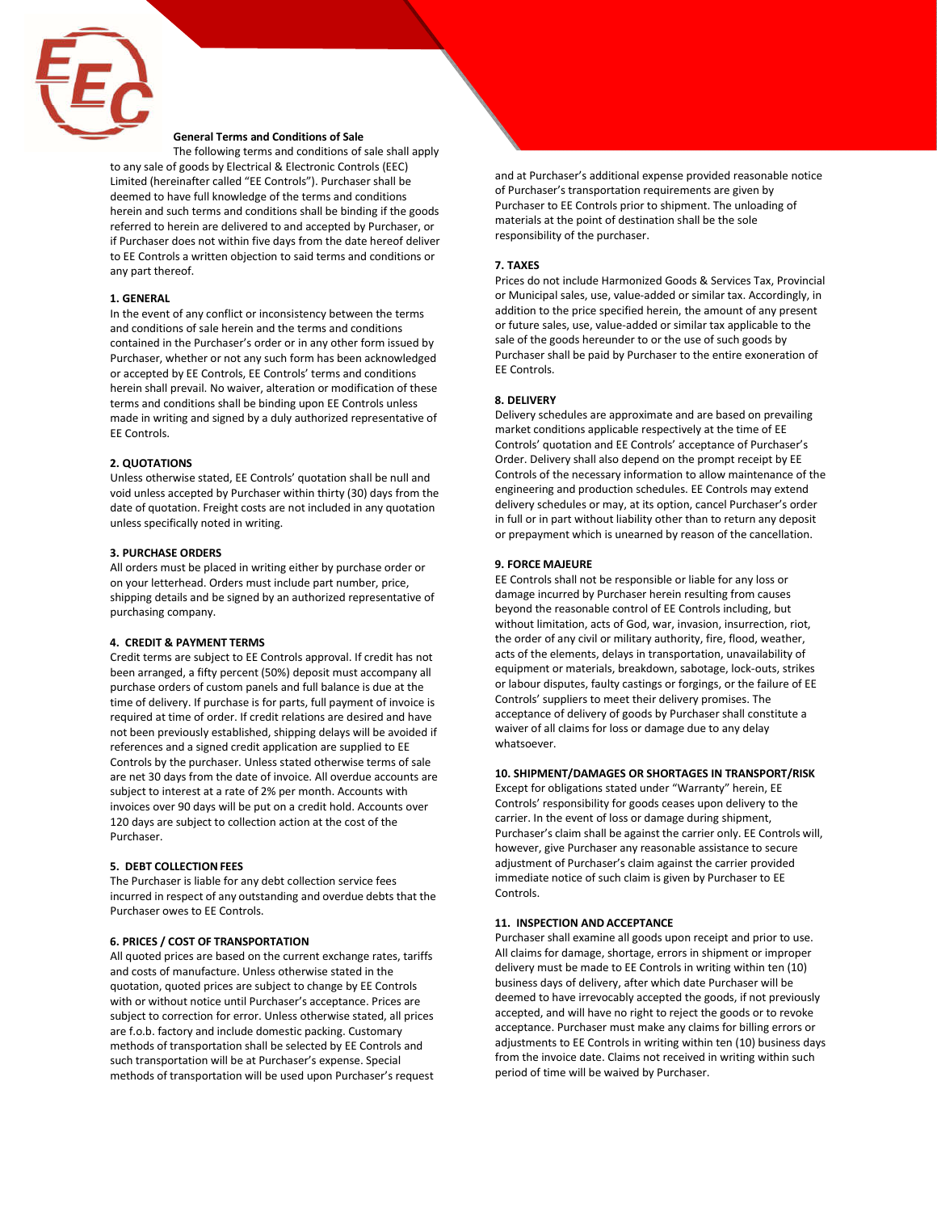## General Terms and Conditions of Sale

The following terms and conditions of sale shall apply to any sale of goods by Electrical & Electronic Controls (EEC) Limited (hereinafter called "EE Controls"). Purchaser shall be deemed to have full knowledge of the terms and conditions herein and such terms and conditions shall be binding if the goods referred to herein are delivered to and accepted by Purchaser, or if Purchaser does not within five days from the date hereof deliver to EE Controls a written objection to said terms and conditions or any part thereof.

### 1. GENERAL

In the event of any conflict or inconsistency between the terms and conditions of sale herein and the terms and conditions contained in the Purchaser's order or in any other form issued by Purchaser, whether or not any such form has been acknowledged or accepted by EE Controls, EE Controls' terms and conditions herein shall prevail. No waiver, alteration or modification of these terms and conditions shall be binding upon EE Controls unless made in writing and signed by a duly authorized representative of EE Controls.

### 2. QUOTATIONS

Unless otherwise stated, EE Controls' quotation shall be null and void unless accepted by Purchaser within thirty (30) days from the date of quotation. Freight costs are not included in any quotation unless specifically noted in writing.

### 3. PURCHASE ORDERS

All orders must be placed in writing either by purchase order or on your letterhead. Orders must include part number, price, shipping details and be signed by an authorized representative of purchasing company.

### 4. CREDIT & PAYMENT TERMS

Credit terms are subject to EE Controls approval. If credit has not been arranged, a fifty percent (50%) deposit must accompany all purchase orders of custom panels and full balance is due at the time of delivery. If purchase is for parts, full payment of invoice is required at time of order. If credit relations are desired and have not been previously established, shipping delays will be avoided if references and a signed credit application are supplied to EE Controls by the purchaser. Unless stated otherwise terms of sale are net 30 days from the date of invoice. All overdue accounts are subject to interest at a rate of 2% per month. Accounts with invoices over 90 days will be put on a credit hold. Accounts over 120 days are subject to collection action at the cost of the Purchaser.

### 5. DEBT COLLECTION FEES

The Purchaser is liable for any debt collection service fees incurred in respect of any outstanding and overdue debts that the Purchaser owes to EE Controls.

### 6. PRICES / COST OF TRANSPORTATION

All quoted prices are based on the current exchange rates, tariffs and costs of manufacture. Unless otherwise stated in the quotation, quoted prices are subject to change by EE Controls with or without notice until Purchaser's acceptance. Prices are subject to correction for error. Unless otherwise stated, all prices are f.o.b. factory and include domestic packing. Customary methods of transportation shall be selected by EE Controls and such transportation will be at Purchaser's expense. Special methods of transportation will be used upon Purchaser's request and at Purchaser's additional expense provided reasonable notice of Purchaser's transportation requirements are given by Purchaser to EE Controls prior to shipment. The unloading of materials at the point of destination shall be the sole responsibility of the purchaser.

### 7. TAXES

Prices do not include Harmonized Goods & Services Tax, Provincial or Municipal sales, use, value-added or similar tax. Accordingly, in addition to the price specified herein, the amount of any present or future sales, use, value-added or similar tax applicable to the sale of the goods hereunder to or the use of such goods by Purchaser shall be paid by Purchaser to the entire exoneration of EE Controls.

### 8. DELIVERY

Delivery schedules are approximate and are based on prevailing market conditions applicable respectively at the time of EE Controls' quotation and EE Controls' acceptance of Purchaser's Order. Delivery shall also depend on the prompt receipt by EE Controls of the necessary information to allow maintenance of the engineering and production schedules. EE Controls may extend delivery schedules or may, at its option, cancel Purchaser's order in full or in part without liability other than to return any deposit or prepayment which is unearned by reason of the cancellation.

### 9. FORCE MAJEURE

EE Controls shall not be responsible or liable for any loss or damage incurred by Purchaser herein resulting from causes beyond the reasonable control of EE Controls including, but without limitation, acts of God, war, invasion, insurrection, riot, the order of any civil or military authority, fire, flood, weather, acts of the elements, delays in transportation, unavailability of equipment or materials, breakdown, sabotage, lock-outs, strikes or labour disputes, faulty castings or forgings, or the failure of EE Controls' suppliers to meet their delivery promises. The acceptance of delivery of goods by Purchaser shall constitute a waiver of all claims for loss or damage due to any delay whatsoever.

### 10. SHIPMENT/DAMAGES OR SHORTAGES IN TRANSPORT/RISK

Except for obligations stated under "Warranty" herein, EE Controls' responsibility for goods ceases upon delivery to the carrier. In the event of loss or damage during shipment, Purchaser's claim shall be against the carrier only. EE Controls will, however, give Purchaser any reasonable assistance to secure adjustment of Purchaser's claim against the carrier provided immediate notice of such claim is given by Purchaser to EE Controls.

### 11. INSPECTION AND ACCEPTANCE

Purchaser shall examine all goods upon receipt and prior to use. All claims for damage, shortage, errors in shipment or improper delivery must be made to EE Controls in writing within ten (10) business days of delivery, after which date Purchaser will be deemed to have irrevocably accepted the goods, if not previously accepted, and will have no right to reject the goods or to revoke acceptance. Purchaser must make any claims for billing errors or adjustments to EE Controls in writing within ten (10) business days from the invoice date. Claims not received in writing within such period of time will be waived by Purchaser.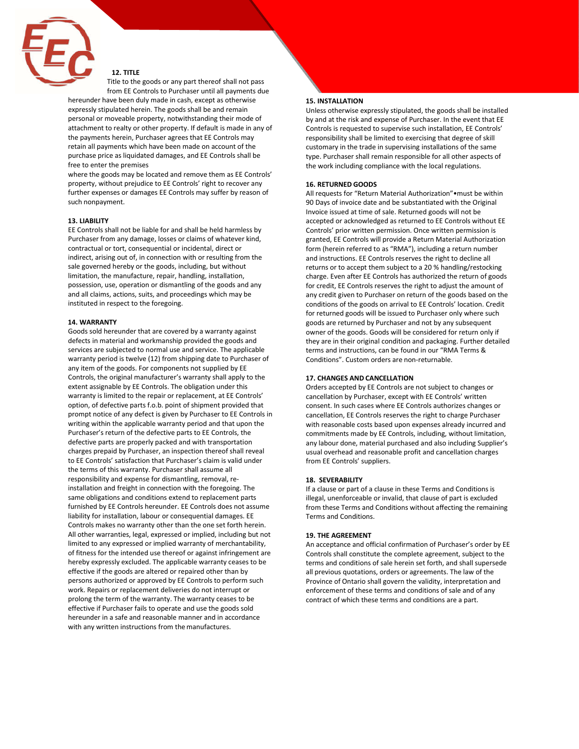**12. TITLE**

Title to the goods or any part thereof shall not pass from EE Controls to Purchaser until all payments due hereunder have been duly made in cash, except as otherwise expressly stipulated herein. The goods shall be and remain personal or moveable property, notwithstanding their mode of attachment to realty or other property. If default is made in any of the payments herein, Purchaser agrees that EE Controls may retain all payments which have been made on account of the purchase price as liquidated damages, and EE Controls shall be free to enter the premises

where the goods may be located and remove them as EE Controls' property, without prejudice to EE Controls' right to recover any further expenses or damages EE Controls may suffer by reason of such nonpayment.

**13. LIABILITY**

EE Controls shall not be liable for and shall be held harmless by Purchaser from any damage, losses or claims of whatever kind, contractual or tort, consequential or incidental, direct or indirect, arising out of, in connection with or resulting from the sale governed hereby or the goods, including, but without limitation, the manufacture, repair, handling, installation, possession, use, operation or dismantling of the goods and any and all claims, actions, suits, and proceedings which may be instituted in respect to the foregoing.

**14. WARRANTY**

Goods sold hereunder that are covered by a warranty against defects in material and workmanship provided the goods and services are subjected to normal use and service. The applicable warranty period is twelve (12) from shipping date to Purchaser of any item of the goods. For components not supplied by EE Controls, the original manufacturer's warranty shall apply to the extent assignable by EE Controls. The obligation under this warranty is limited to the repair or replacement, at EE Controls' option, of defective parts f.o.b. point of shipment provided that prompt notice of any defect is given by Purchaser to EE Controls in writing within the applicable warranty period and that upon the Purchaser's return of the defective parts to EE Controls, the defective parts are properly packed and with transportation charges prepaid by Purchaser, an inspection thereof shall reveal to EE Controls' satisfaction that Purchaser's claim is valid under the terms of this warranty. Purchaser shall assume all responsibility and expense for dismantling, removal, re-installation and freight in connection with the foregoing. The same obligations and conditions extend to replacement parts furnished by EE Controls hereunder. EE Controls does not assume liability for installation, labour or consequential damages. EE Controls makes no warranty other than the one set forth herein. All other warranties, legal, expressed or implied, including but not limited to any expressed or implied warranty of merchantability, of fitness for the intended use thereof or against infringement are hereby expressly excluded. The applicable warranty ceases to be effective if the goods are altered or repaired other than by persons authorized or approved by EE Controls to perform such work. Repairs or replacement deliveries do not interrupt or prolong the term of the warranty. The warranty ceases to be effective if Purchaser fails to operate and use the goods sold hereunder in a safe and reasonable manner and in accordance with any written instructions from the manufactures.

**15. INSTALLATION**

Unless otherwise expressly stipulated, the goods shall be installed by and at the risk and expense of Purchaser. In the event that EE Controls is requested to supervise such installation, EE Controls' responsibility shall be limited to exercising that degree of skill customary in the trade in supervising installations of the same type. Purchaser shall remain responsible for all other aspects of the work including compliance with the local regulations.

**16. RETURNED GOODS**

All requests for "Return Material Authorization"•must be within 90 Days of invoice date and be substantiated with the Original Invoice issued at time of sale. Returned goods will not be accepted or acknowledged as returned to EE Controls without EE Controls' prior written permission. Once written permission is granted, EE Controls will provide a Return Material Authorization form (herein referred to as "RMA"), including a return number and instructions. EE Controls reserves the right to decline all returns or to accept them subject to a 20 % handling/restocking charge. Even after EE Controls has authorized the return of goods for credit, EE Controls reserves the right to adjust the amount of any credit given to Purchaser on return of the goods based on the conditions of the goods on arrival to EE Controls' location. Credit for returned goods will be issued to Purchaser only where such goods are returned by Purchaser and not by any subsequent owner of the goods. Goods will be considered for return only if they are in their original condition and packaging. Further detailed terms and instructions, can be found in our "RMA Terms & Conditions". Custom orders are non-returnable.

**17. CHANGES AND CANCELLATION**

Orders accepted by EE Controls are not subject to changes or cancellation by Purchaser, except with EE Controls' written consent. In such cases where EE Controls authorizes changes or cancellation, EE Controls reserves the right to charge Purchaser with reasonable costs based upon expenses already incurred and commitments made by EE Controls, including, without limitation, any labour done, material purchased and also including Supplier's usual overhead and reasonable profit and cancellation charges from EE Controls' suppliers.

**18. SEVERABILITY**

If a clause or part of a clause in these Terms and Conditions is illegal, unenforceable or invalid, that clause of part is excluded from these Terms and Conditions without affecting the remaining Terms and Conditions.

**19. THE AGREEMENT**

An acceptance and official confirmation of Purchaser's order by EE Controls shall constitute the complete agreement, subject to the terms and conditions of sale herein set forth, and shall supersede all previous quotations, orders or agreements. The law of the Province of Ontario shall govern the validity, interpretation and enforcement of these terms and conditions of sale and of any contract of which these terms and conditions are a part.